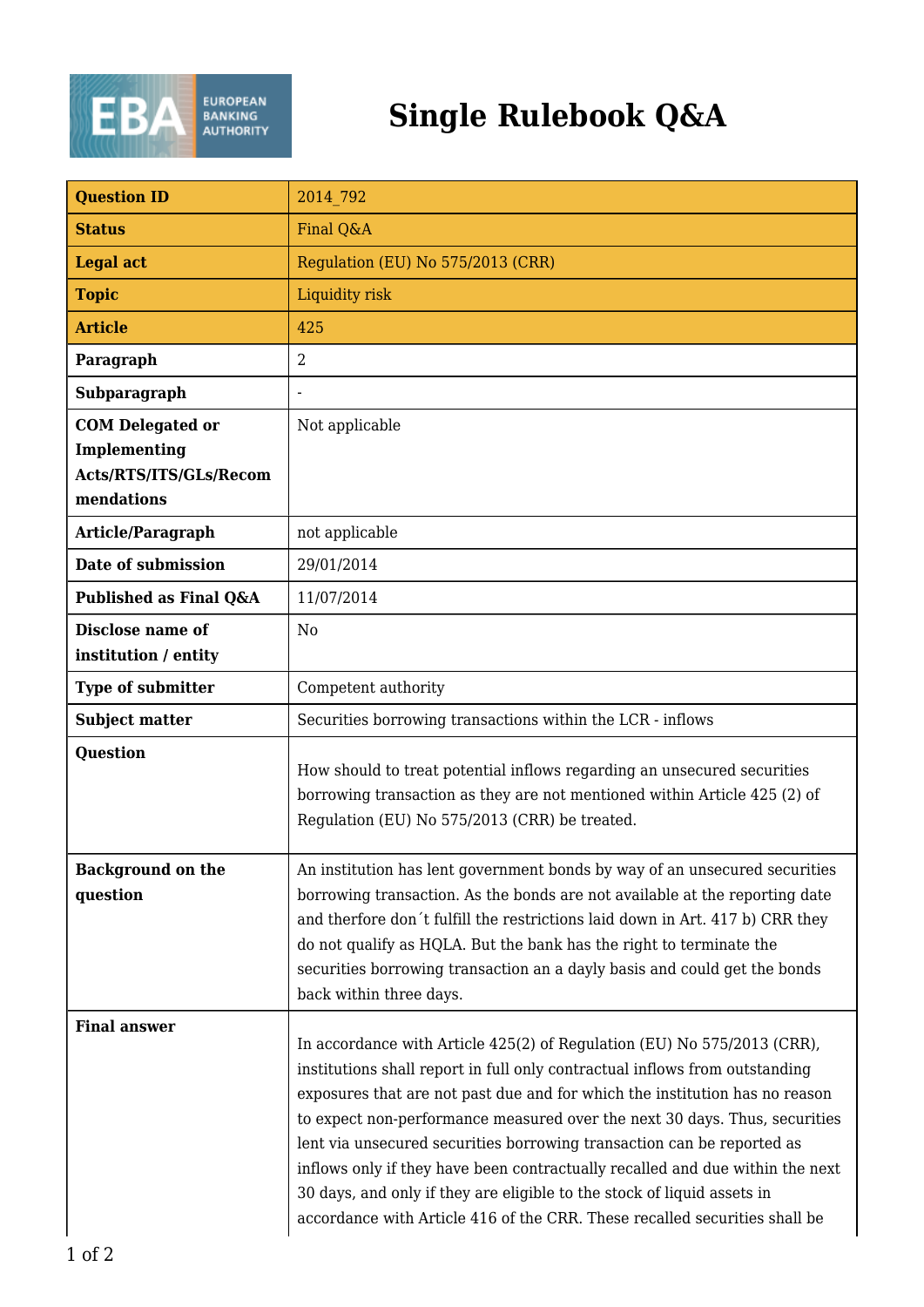# Single Rulebook Q&A

| Question ID | 2014_792 |
|---|---|
| Status | Final Q&A |
| Legal act | Regulation (EU) No 575/2013 (CRR) |
| Topic | Liquidity risk |
| Article | 425 |
| Paragraph | 2 |
| Subparagraph | - |
| COM Delegated or Implementing Acts/RTS/ITS/GLs/Recommendations | Not applicable |
| Article/Paragraph | not applicable |
| Date of submission | 29/01/2014 |
| Published as Final Q&A | 11/07/2014 |
| Disclose name of institution / entity | No |
| Type of submitter | Competent authority |
| Subject matter | Securities borrowing transactions within the LCR - inflows |
| Question | How should to treat potential inflows regarding an unsecured securities borrowing transaction as they are not mentioned within Article 425 (2) of Regulation (EU) No 575/2013 (CRR) be treated. |
| Background on the question | An institution has lent government bonds by way of an unsecured securities borrowing transaction. As the bonds are not available at the reporting date and therfore don´t fulfill the restrictions laid down in Art. 417 b) CRR they do not qualify as HQLA. But the bank has the right to terminate the securities borrowing transaction an a dayly basis and could get the bonds back within three days. |
| Final answer | In accordance with Article 425(2) of Regulation (EU) No 575/2013 (CRR), institutions shall report in full only contractual inflows from outstanding exposures that are not past due and for which the institution has no reason to expect non-performance measured over the next 30 days. Thus, securities lent via unsecured securities borrowing transaction can be reported as inflows only if they have been contractually recalled and due within the next 30 days, and only if they are eligible to the stock of liquid assets in accordance with Article 416 of the CRR. These recalled securities shall be |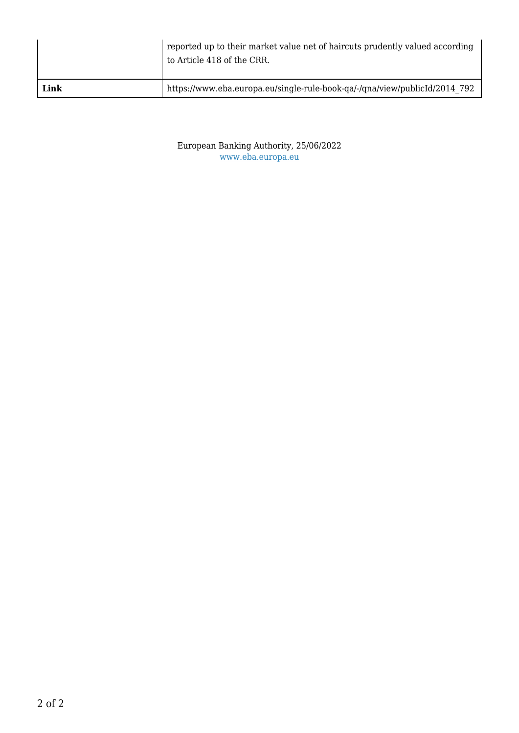| | |
|---|---|
| | reported up to their market value net of haircuts prudently valued according to Article 418 of the CRR. |
| **Link** | https://www.eba.europa.eu/single-rule-book-qa/-/qna/view/publicId/2014_792 |

European Banking Authority, 25/06/2022
www.eba.europa.eu